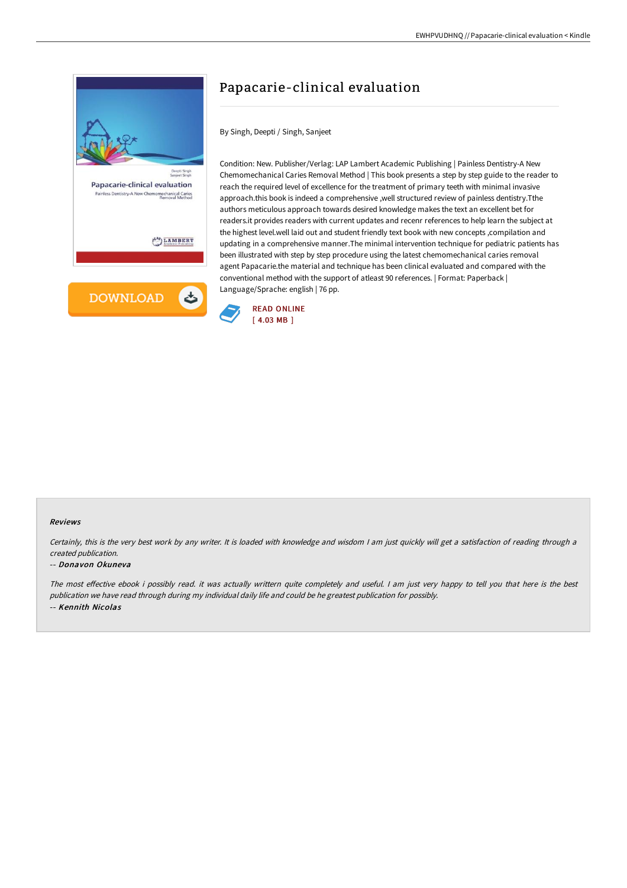# Papacarie-clinical evaluation

By Singh, Deepti / Singh, Sanjeet

Condition: New. Publisher/Verlag: LAP Lambert Academic Publishing | Painless Dentistry-A New Chemomechanical Caries Removal Method | This book presents a step by step guide to the reader to reach the required level of excellence for the treatment of primary teeth with minimal invasive approach.this book is indeed a comprehensive ,well structured review of painless dentistry.Tthe authors meticulous approach towards desired knowledge makes the text an excellent bet for readers.it provides readers with current updates and recenr references to help learn the subject at the highest level.well laid out and student friendly text book with new concepts ,compilation and updating in a comprehensive manner.The minimal intervention technique for pediatric patients has been illustrated with step by step procedure using the latest chemomechanical caries removal agent Papacarie.the material and technique has been clinical evaluated and compared with the conventional method with the support of atleast 90 references. | Format: Paperback | Language/Sprache: english | 76 pp.

READ ONLINE
[ 4.03 MB ]

#### Reviews

*Certainly, this is the very best work by any writer. It is loaded with knowledge and wisdom I am just quickly will get a satisfaction of reading through a created publication.*

-- *Donavon Okuneva*

*The most effective ebook i possibly read. it was actually writtern quite completely and useful. I am just very happy to tell you that here is the best publication we have read through during my individual daily life and could be he greatest publication for possibly.*

-- *Kennith Nicolas*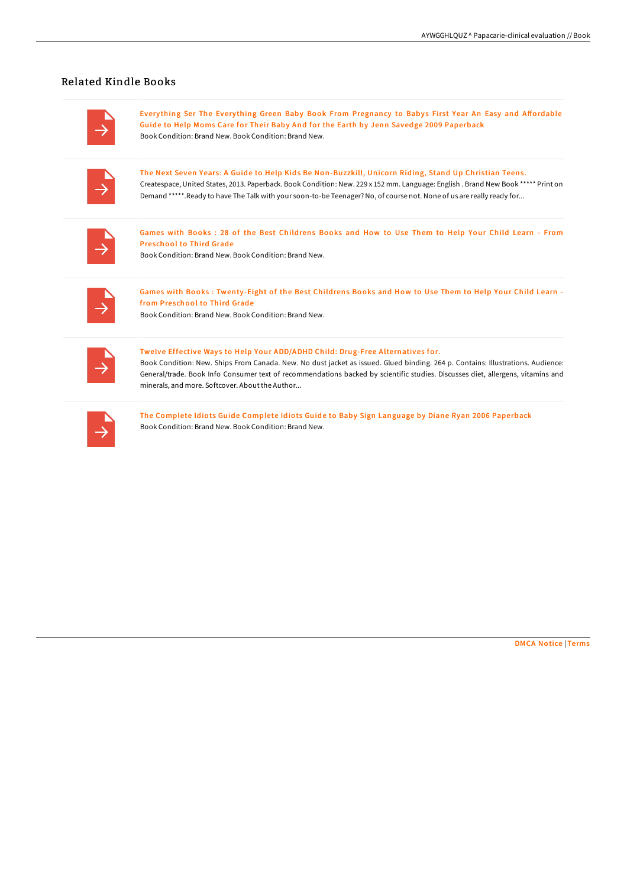## Related Kindle Books

Everything Ser The Everything Green Baby Book From Pregnancy to Babys First Year An Easy and Affordable Guide to Help Moms Care for Their Baby And for the Earth by Jenn Savedge 2009 Paperback
Book Condition: Brand New. Book Condition: Brand New.

The Next Seven Years: A Guide to Help Kids Be Non-Buzzkill, Unicorn Riding, Stand Up Christian Teens.
Createspace, United States, 2013. Paperback. Book Condition: New. 229 x 152 mm. Language: English . Brand New Book ***** Print on Demand *****.Ready to have The Talk with your soon-to-be Teenager? No, of course not. None of us are really ready for...

Games with Books : 28 of the Best Childrens Books and How to Use Them to Help Your Child Learn - From Preschool to Third Grade
Book Condition: Brand New. Book Condition: Brand New.

Games with Books : Twenty-Eight of the Best Childrens Books and How to Use Them to Help Your Child Learn - from Preschool to Third Grade
Book Condition: Brand New. Book Condition: Brand New.

Twelve Effective Ways to Help Your ADD/ADHD Child: Drug-Free Alternatives for.
Book Condition: New. Ships From Canada. New. No dust jacket as issued. Glued binding. 264 p. Contains: Illustrations. Audience: General/trade. Book Info Consumer text of recommendations backed by scientific studies. Discusses diet, allergens, vitamins and minerals, and more. Softcover. About the Author...

The Complete Idiots Guide Complete Idiots Guide to Baby Sign Language by Diane Ryan 2006 Paperback
Book Condition: Brand New. Book Condition: Brand New.